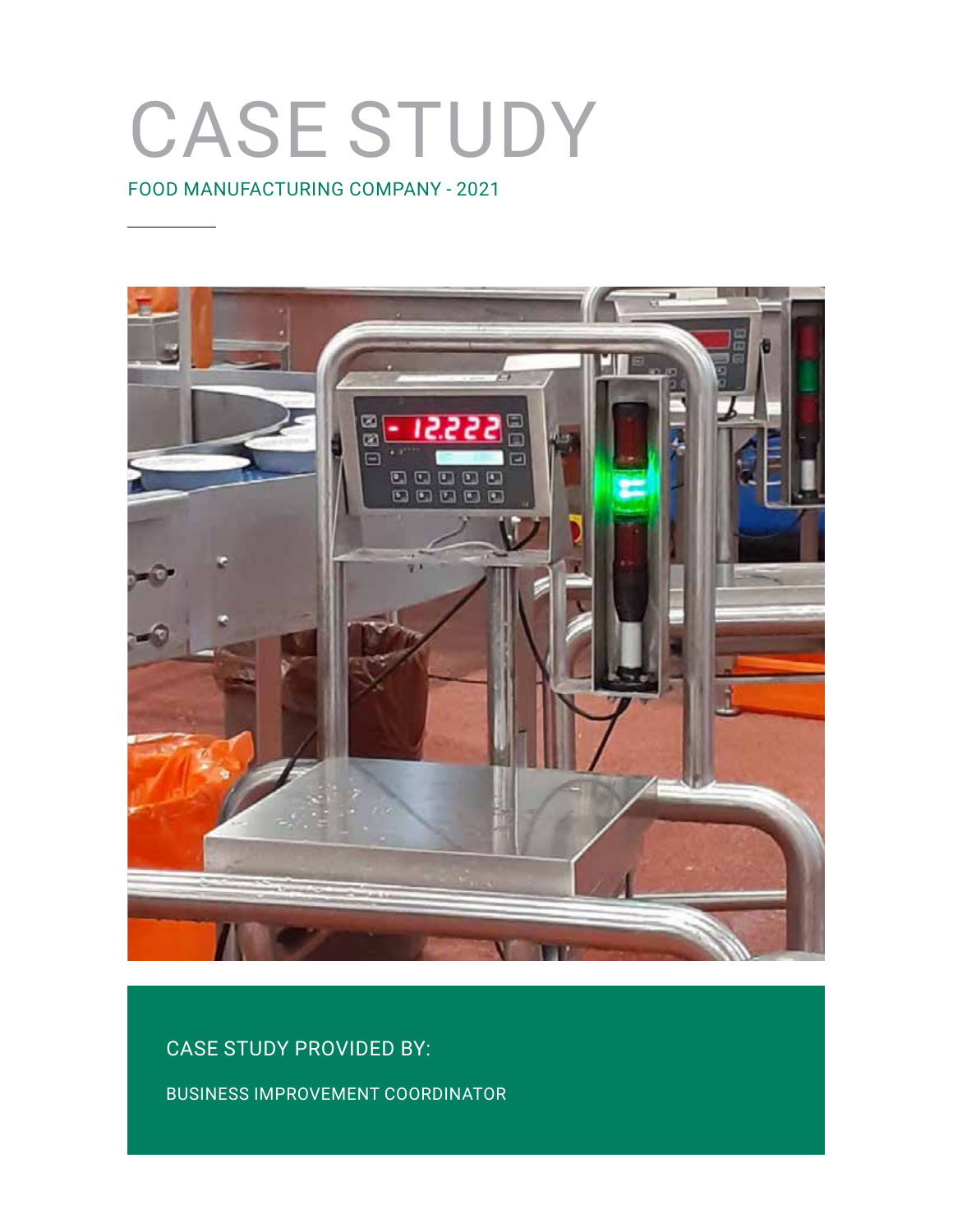# CASE STUDY

FOOD MANUFACTURING COMPANY - 2021

CASE STUDY PROVIDED BY:

BUSINESS IMPROVEMENT COORDINATOR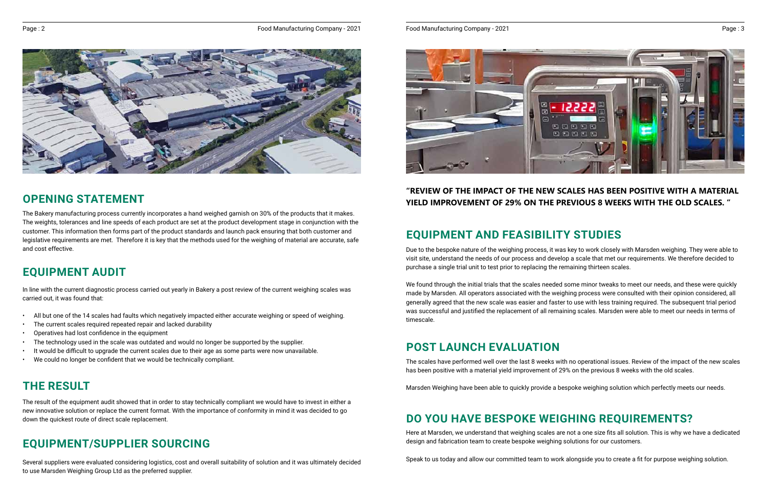## OPENING STATEMENT

The Bakery manufacturing process currently incorporates a hand weighed garnish on 30% of the products that it makes. The weights, tolerances and line speeds of each product are set at the product development stage in conjunction with the customer. This information then forms part of the product standards and launch pack ensuring that both customer and legislative requirements are met. Therefore it is key that the methods used for the weighing of material are accurate, safe and cost effective.

## EQUIPMENT AUDIT

In line with the current diagnostic process carried out yearly in Bakery a post review of the current weighing scales was carried out, it was found that:

- All but one of the 14 scales had faults which negatively impacted either accurate weighing or speed of weighing.
- The current scales required repeated repair and lacked durability
- Operatives had lost confidence in the equipment
- The technology used in the scale was outdated and would no longer be supported by the supplier.
- It would be difficult to upgrade the current scales due to their age as some parts were now unavailable.
- We could no longer be confident that we would be technically compliant.

## THE RESULT

The result of the equipment audit showed that in order to stay technically compliant we would have to invest in either a new innovative solution or replace the current format. With the importance of conformity in mind it was decided to go down the quickest route of direct scale replacement.

## EQUIPMENT/SUPPLIER SOURCING

Several suppliers were evaluated considering logistics, cost and overall suitability of solution and it was ultimately decided to use Marsden Weighing Group Ltd as the preferred supplier.

**"REVIEW OF THE IMPACT OF THE NEW SCALES HAS BEEN POSITIVE WITH A MATERIAL YIELD IMPROVEMENT OF 29% ON THE PREVIOUS 8 WEEKS WITH THE OLD SCALES. "**

## EQUIPMENT AND FEASIBILITY STUDIES

Due to the bespoke nature of the weighing process, it was key to work closely with Marsden weighing. They were able to visit site, understand the needs of our process and develop a scale that met our requirements. We therefore decided to purchase a single trial unit to test prior to replacing the remaining thirteen scales.

We found through the initial trials that the scales needed some minor tweaks to meet our needs, and these were quickly made by Marsden. All operators associated with the weighing process were consulted with their opinion considered, all generally agreed that the new scale was easier and faster to use with less training required. The subsequent trial period was successful and justified the replacement of all remaining scales. Marsden were able to meet our needs in terms of timescale.

## POST LAUNCH EVALUATION

The scales have performed well over the last 8 weeks with no operational issues. Review of the impact of the new scales has been positive with a material yield improvement of 29% on the previous 8 weeks with the old scales.

Marsden Weighing have been able to quickly provide a bespoke weighing solution which perfectly meets our needs.

## DO YOU HAVE BESPOKE WEIGHING REQUIREMENTS?

Here at Marsden, we understand that weighing scales are not a one size fits all solution. This is why we have a dedicated design and fabrication team to create bespoke weighing solutions for our customers.

Speak to us today and allow our committed team to work alongside you to create a fit for purpose weighing solution.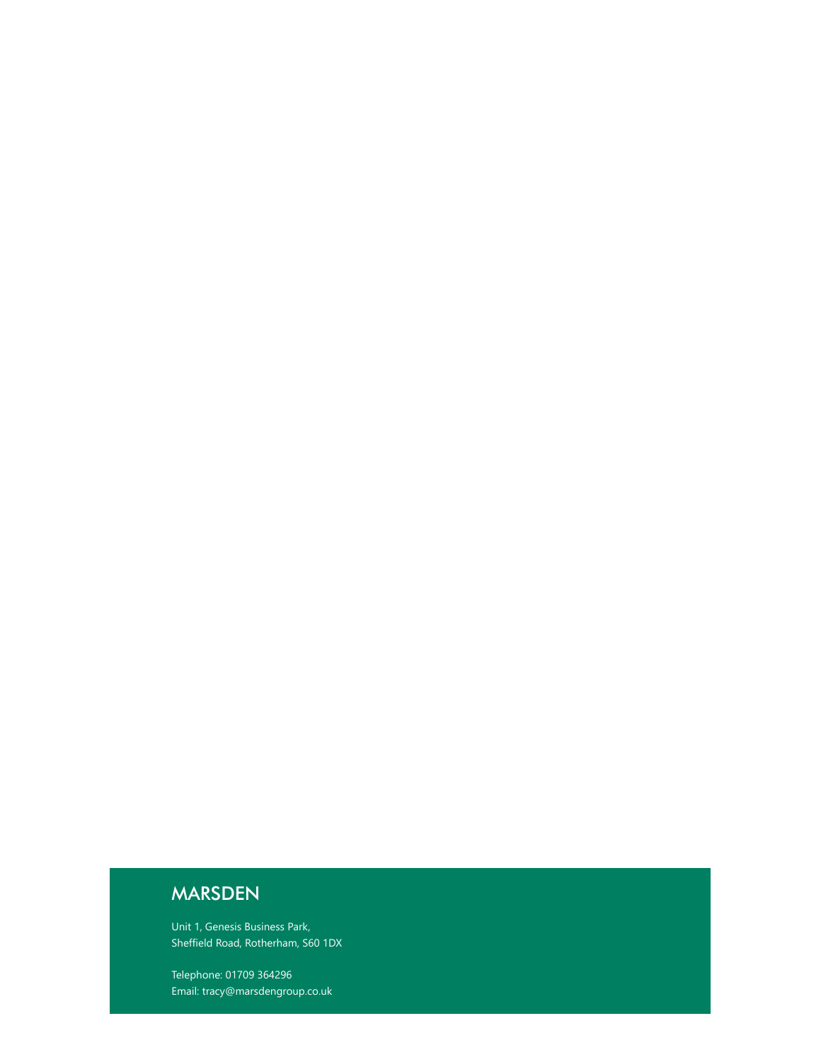## MARSDEN

Unit 1, Genesis Business Park,
Sheffield Road, Rotherham, S60 1DX

Telephone: 01709 364296
Email: tracy@marsdengroup.co.uk